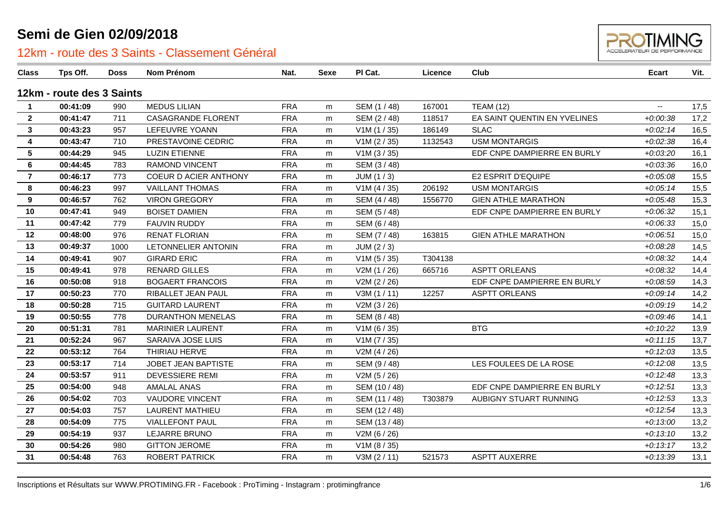# Semi de Gien 02/09/2018

## 12km - route des 3 Saints - Classement Général

| Class | Tps Off. | Doss | Nom Prénom | Nat. | Sexe | Pl Cat. | Licence | Club | Ecart | Vit. |
|---|---|---|---|---|---|---|---|---|---|---|
| **12km - route des 3 Saints** | | | | | | | | | | |
| 1 | 00:41:09 | 990 | MEDUS LILIAN | FRA | m | SEM (1 / 48) | 167001 | TEAM (12) | -- | 17,5 |
| 2 | 00:41:47 | 711 | CASAGRANDE FLORENT | FRA | m | SEM (2 / 48) | 118517 | EA SAINT QUENTIN EN YVELINES | +0:00:38 | 17,2 |
| 3 | 00:43:23 | 957 | LEFEUVRE YOANN | FRA | m | V1M (1 / 35) | 186149 | SLAC | +0:02:14 | 16,5 |
| 4 | 00:43:47 | 710 | PRESTAVOINE CEDRIC | FRA | m | V1M (2 / 35) | 1132543 | USM MONTARGIS | +0:02:38 | 16,4 |
| 5 | 00:44:29 | 945 | LUZIN ETIENNE | FRA | m | V1M (3 / 35) | | EDF CNPE DAMPIERRE EN BURLY | +0:03:20 | 16,1 |
| 6 | 00:44:45 | 783 | RAMOND VINCENT | FRA | m | SEM (3 / 48) | | | +0:03:36 | 16,0 |
| 7 | 00:46:17 | 773 | COEUR D ACIER ANTHONY | FRA | m | JUM (1 / 3) | | E2 ESPRIT D'EQUIPE | +0:05:08 | 15,5 |
| 8 | 00:46:23 | 997 | VAILLANT THOMAS | FRA | m | V1M (4 / 35) | 206192 | USM MONTARGIS | +0:05:14 | 15,5 |
| 9 | 00:46:57 | 762 | VIRON GREGORY | FRA | m | SEM (4 / 48) | 1556770 | GIEN ATHLE MARATHON | +0:05:48 | 15,3 |
| 10 | 00:47:41 | 949 | BOISET DAMIEN | FRA | m | SEM (5 / 48) | | EDF CNPE DAMPIERRE EN BURLY | +0:06:32 | 15,1 |
| 11 | 00:47:42 | 779 | FAUVIN RUDDY | FRA | m | SEM (6 / 48) | | | +0:06:33 | 15,0 |
| 12 | 00:48:00 | 976 | RENAT FLORIAN | FRA | m | SEM (7 / 48) | 163815 | GIEN ATHLE MARATHON | +0:06:51 | 15,0 |
| 13 | 00:49:37 | 1000 | LETONNELIER ANTONIN | FRA | m | JUM (2 / 3) | | | +0:08:28 | 14,5 |
| 14 | 00:49:41 | 907 | GIRARD ERIC | FRA | m | V1M (5 / 35) | T304138 | | +0:08:32 | 14,4 |
| 15 | 00:49:41 | 978 | RENARD GILLES | FRA | m | V2M (1 / 26) | 665716 | ASPTT ORLEANS | +0:08:32 | 14,4 |
| 16 | 00:50:08 | 918 | BOGAERT FRANCOIS | FRA | m | V2M (2 / 26) | | EDF CNPE DAMPIERRE EN BURLY | +0:08:59 | 14,3 |
| 17 | 00:50:23 | 770 | RIBALLET JEAN PAUL | FRA | m | V3M (1 / 11) | 12257 | ASPTT ORLEANS | +0:09:14 | 14,2 |
| 18 | 00:50:28 | 715 | GUITARD LAURENT | FRA | m | V2M (3 / 26) | | | +0:09:19 | 14,2 |
| 19 | 00:50:55 | 778 | DURANTHON MENELAS | FRA | m | SEM (8 / 48) | | | +0:09:46 | 14,1 |
| 20 | 00:51:31 | 781 | MARINIER LAURENT | FRA | m | V1M (6 / 35) | | BTG | +0:10:22 | 13,9 |
| 21 | 00:52:24 | 967 | SARAIVA JOSE LUIS | FRA | m | V1M (7 / 35) | | | +0:11:15 | 13,7 |
| 22 | 00:53:12 | 764 | THIRIAU HERVE | FRA | m | V2M (4 / 26) | | | +0:12:03 | 13,5 |
| 23 | 00:53:17 | 714 | JOBET JEAN BAPTISTE | FRA | m | SEM (9 / 48) | | LES FOULEES DE LA ROSE | +0:12:08 | 13,5 |
| 24 | 00:53:57 | 911 | DEVESSIERE REMI | FRA | m | V2M (5 / 26) | | | +0:12:48 | 13,3 |
| 25 | 00:54:00 | 948 | AMALAL ANAS | FRA | m | SEM (10 / 48) | | EDF CNPE DAMPIERRE EN BURLY | +0:12:51 | 13,3 |
| 26 | 00:54:02 | 703 | VAUDORE VINCENT | FRA | m | SEM (11 / 48) | T303879 | AUBIGNY STUART RUNNING | +0:12:53 | 13,3 |
| 27 | 00:54:03 | 757 | LAURENT MATHIEU | FRA | m | SEM (12 / 48) | | | +0:12:54 | 13,3 |
| 28 | 00:54:09 | 775 | VIALLEFONT PAUL | FRA | m | SEM (13 / 48) | | | +0:13:00 | 13,2 |
| 29 | 00:54:19 | 937 | LEJARRE BRUNO | FRA | m | V2M (6 / 26) | | | +0:13:10 | 13,2 |
| 30 | 00:54:26 | 980 | GITTON JEROME | FRA | m | V1M (8 / 35) | | | +0:13:17 | 13,2 |
| 31 | 00:54:48 | 763 | ROBERT PATRICK | FRA | m | V3M (2 / 11) | 521573 | ASPTT AUXERRE | +0:13:39 | 13,1 |

Inscriptions et Résultats sur WWW.PROTIMING.FR - Facebook : ProTiming - Instagram : protimingfrance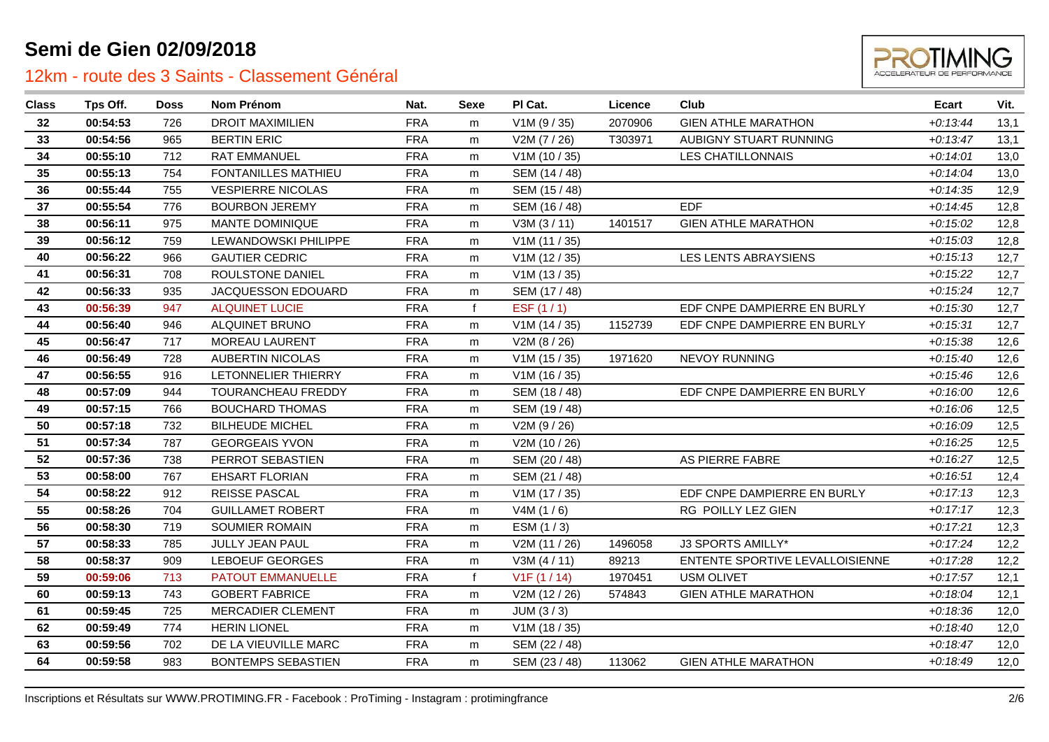# Semi de Gien 02/09/2018

## 12km - route des 3 Saints - Classement Général

| Class | Tps Off. | Doss | Nom Prénom | Nat. | Sexe | Pl Cat. | Licence | Club | Ecart | Vit. |
|---|---|---|---|---|---|---|---|---|---|---|
| 32 | 00:54:53 | 726 | DROIT MAXIMILIEN | FRA | m | V1M (9 / 35) | 2070906 | GIEN ATHLE MARATHON | +0:13:44 | 13,1 |
| 33 | 00:54:56 | 965 | BERTIN ERIC | FRA | m | V2M (7 / 26) | T303971 | AUBIGNY STUART RUNNING | +0:13:47 | 13,1 |
| 34 | 00:55:10 | 712 | RAT EMMANUEL | FRA | m | V1M (10 / 35) | | LES CHATILLONNAIS | +0:14:01 | 13,0 |
| 35 | 00:55:13 | 754 | FONTANILLES MATHIEU | FRA | m | SEM (14 / 48) | | | +0:14:04 | 13,0 |
| 36 | 00:55:44 | 755 | VESPIERRE NICOLAS | FRA | m | SEM (15 / 48) | | | +0:14:35 | 12,9 |
| 37 | 00:55:54 | 776 | BOURBON JEREMY | FRA | m | SEM (16 / 48) | | EDF | +0:14:45 | 12,8 |
| 38 | 00:56:11 | 975 | MANTE DOMINIQUE | FRA | m | V3M (3 / 11) | 1401517 | GIEN ATHLE MARATHON | +0:15:02 | 12,8 |
| 39 | 00:56:12 | 759 | LEWANDOWSKI PHILIPPE | FRA | m | V1M (11 / 35) | | | +0:15:03 | 12,8 |
| 40 | 00:56:22 | 966 | GAUTIER CEDRIC | FRA | m | V1M (12 / 35) | | LES LENTS ABRAYSIENS | +0:15:13 | 12,7 |
| 41 | 00:56:31 | 708 | ROULSTONE DANIEL | FRA | m | V1M (13 / 35) | | | +0:15:22 | 12,7 |
| 42 | 00:56:33 | 935 | JACQUESSON EDOUARD | FRA | m | SEM (17 / 48) | | | +0:15:24 | 12,7 |
| 43 | 00:56:39 | 947 | ALQUINET LUCIE | FRA | f | ESF (1 / 1) | | EDF CNPE DAMPIERRE EN BURLY | +0:15:30 | 12,7 |
| 44 | 00:56:40 | 946 | ALQUINET BRUNO | FRA | m | V1M (14 / 35) | 1152739 | EDF CNPE DAMPIERRE EN BURLY | +0:15:31 | 12,7 |
| 45 | 00:56:47 | 717 | MOREAU LAURENT | FRA | m | V2M (8 / 26) | | | +0:15:38 | 12,6 |
| 46 | 00:56:49 | 728 | AUBERTIN NICOLAS | FRA | m | V1M (15 / 35) | 1971620 | NEVOY RUNNING | +0:15:40 | 12,6 |
| 47 | 00:56:55 | 916 | LETONNELIER THIERRY | FRA | m | V1M (16 / 35) | | | +0:15:46 | 12,6 |
| 48 | 00:57:09 | 944 | TOURANCHEAU FREDDY | FRA | m | SEM (18 / 48) | | EDF CNPE DAMPIERRE EN BURLY | +0:16:00 | 12,6 |
| 49 | 00:57:15 | 766 | BOUCHARD THOMAS | FRA | m | SEM (19 / 48) | | | +0:16:06 | 12,5 |
| 50 | 00:57:18 | 732 | BILHEUDE MICHEL | FRA | m | V2M (9 / 26) | | | +0:16:09 | 12,5 |
| 51 | 00:57:34 | 787 | GEORGEAIS YVON | FRA | m | V2M (10 / 26) | | | +0:16:25 | 12,5 |
| 52 | 00:57:36 | 738 | PERROT SEBASTIEN | FRA | m | SEM (20 / 48) | | AS PIERRE FABRE | +0:16:27 | 12,5 |
| 53 | 00:58:00 | 767 | EHSART FLORIAN | FRA | m | SEM (21 / 48) | | | +0:16:51 | 12,4 |
| 54 | 00:58:22 | 912 | REISSE PASCAL | FRA | m | V1M (17 / 35) | | EDF CNPE DAMPIERRE EN BURLY | +0:17:13 | 12,3 |
| 55 | 00:58:26 | 704 | GUILLAMET ROBERT | FRA | m | V4M (1 / 6) | | RG POILLY LEZ GIEN | +0:17:17 | 12,3 |
| 56 | 00:58:30 | 719 | SOUMIER ROMAIN | FRA | m | ESM (1 / 3) | | | +0:17:21 | 12,3 |
| 57 | 00:58:33 | 785 | JULLY JEAN PAUL | FRA | m | V2M (11 / 26) | 1496058 | J3 SPORTS AMILLY* | +0:17:24 | 12,2 |
| 58 | 00:58:37 | 909 | LEBOEUF GEORGES | FRA | m | V3M (4 / 11) | 89213 | ENTENTE SPORTIVE LEVALLOISIENNE | +0:17:28 | 12,2 |
| 59 | 00:59:06 | 713 | PATOUT EMMANUELLE | FRA | f | V1F (1 / 14) | 1970451 | USM OLIVET | +0:17:57 | 12,1 |
| 60 | 00:59:13 | 743 | GOBERT FABRICE | FRA | m | V2M (12 / 26) | 574843 | GIEN ATHLE MARATHON | +0:18:04 | 12,1 |
| 61 | 00:59:45 | 725 | MERCADIER CLEMENT | FRA | m | JUM (3 / 3) | | | +0:18:36 | 12,0 |
| 62 | 00:59:49 | 774 | HERIN LIONEL | FRA | m | V1M (18 / 35) | | | +0:18:40 | 12,0 |
| 63 | 00:59:56 | 702 | DE LA VIEUVILLE MARC | FRA | m | SEM (22 / 48) | | | +0:18:47 | 12,0 |
| 64 | 00:59:58 | 983 | BONTEMPS SEBASTIEN | FRA | m | SEM (23 / 48) | 113062 | GIEN ATHLE MARATHON | +0:18:49 | 12,0 |

Inscriptions et Résultats sur WWW.PROTIMING.FR - Facebook : ProTiming - Instagram : protimingfrance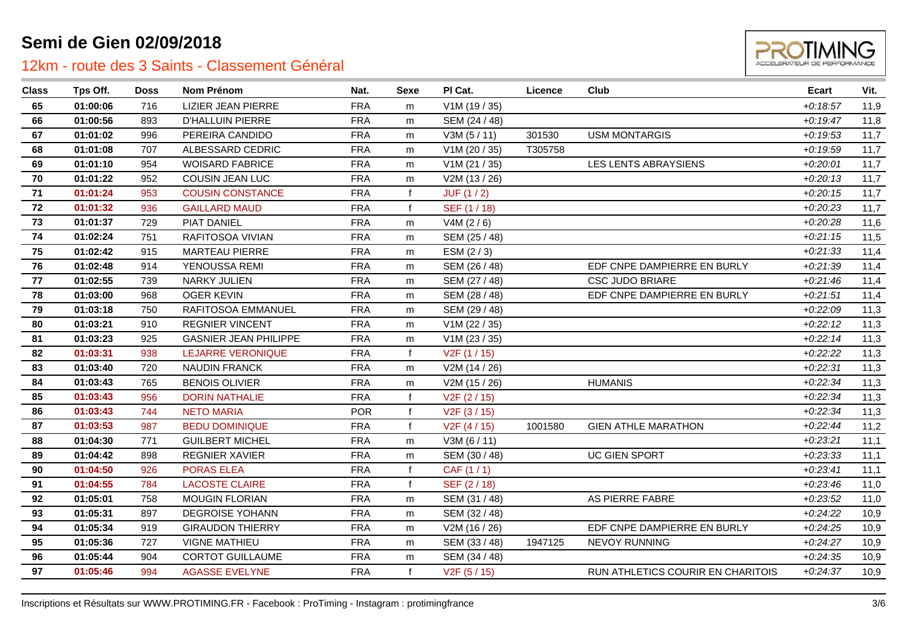# Semi de Gien 02/09/2018

## 12km - route des 3 Saints - Classement Général

| Class | Tps Off. | Doss | Nom Prénom | Nat. | Sexe | Pl Cat. | Licence | Club | Ecart | Vit. |
|---|---|---|---|---|---|---|---|---|---|---|
| 65 | 01:00:06 | 716 | LIZIER JEAN PIERRE | FRA | m | V1M (19 / 35) | | | +0:18:57 | 11,9 |
| 66 | 01:00:56 | 893 | D'HALLUIN PIERRE | FRA | m | SEM (24 / 48) | | | +0:19:47 | 11,8 |
| 67 | 01:01:02 | 996 | PEREIRA CANDIDO | FRA | m | V3M (5 / 11) | 301530 | USM MONTARGIS | +0:19:53 | 11,7 |
| 68 | 01:01:08 | 707 | ALBESSARD CEDRIC | FRA | m | V1M (20 / 35) | T305758 | | +0:19:59 | 11,7 |
| 69 | 01:01:10 | 954 | WOISARD FABRICE | FRA | m | V1M (21 / 35) | | LES LENTS ABRAYSIENS | +0:20:01 | 11,7 |
| 70 | 01:01:22 | 952 | COUSIN JEAN LUC | FRA | m | V2M (13 / 26) | | | +0:20:13 | 11,7 |
| 71 | 01:01:24 | 953 | COUSIN CONSTANCE | FRA | f | JUF (1 / 2) | | | +0:20:15 | 11,7 |
| 72 | 01:01:32 | 936 | GAILLARD MAUD | FRA | f | SEF (1 / 18) | | | +0:20:23 | 11,7 |
| 73 | 01:01:37 | 729 | PIAT DANIEL | FRA | m | V4M (2 / 6) | | | +0:20:28 | 11,6 |
| 74 | 01:02:24 | 751 | RAFITOSOA VIVIAN | FRA | m | SEM (25 / 48) | | | +0:21:15 | 11,5 |
| 75 | 01:02:42 | 915 | MARTEAU PIERRE | FRA | m | ESM (2 / 3) | | | +0:21:33 | 11,4 |
| 76 | 01:02:48 | 914 | YENOUSSA REMI | FRA | m | SEM (26 / 48) | | EDF CNPE DAMPIERRE EN BURLY | +0:21:39 | 11,4 |
| 77 | 01:02:55 | 739 | NARKY JULIEN | FRA | m | SEM (27 / 48) | | CSC JUDO BRIARE | +0:21:46 | 11,4 |
| 78 | 01:03:00 | 968 | OGER KEVIN | FRA | m | SEM (28 / 48) | | EDF CNPE DAMPIERRE EN BURLY | +0:21:51 | 11,4 |
| 79 | 01:03:18 | 750 | RAFITOSOA EMMANUEL | FRA | m | SEM (29 / 48) | | | +0:22:09 | 11,3 |
| 80 | 01:03:21 | 910 | REGNIER VINCENT | FRA | m | V1M (22 / 35) | | | +0:22:12 | 11,3 |
| 81 | 01:03:23 | 925 | GASNIER JEAN PHILIPPE | FRA | m | V1M (23 / 35) | | | +0:22:14 | 11,3 |
| 82 | 01:03:31 | 938 | LEJARRE VERONIQUE | FRA | f | V2F (1 / 15) | | | +0:22:22 | 11,3 |
| 83 | 01:03:40 | 720 | NAUDIN FRANCK | FRA | m | V2M (14 / 26) | | | +0:22:31 | 11,3 |
| 84 | 01:03:43 | 765 | BENOIS OLIVIER | FRA | m | V2M (15 / 26) | | HUMANIS | +0:22:34 | 11,3 |
| 85 | 01:03:43 | 956 | DORIN NATHALIE | FRA | f | V2F (2 / 15) | | | +0:22:34 | 11,3 |
| 86 | 01:03:43 | 744 | NETO MARIA | POR | f | V2F (3 / 15) | | | +0:22:34 | 11,3 |
| 87 | 01:03:53 | 987 | BEDU DOMINIQUE | FRA | f | V2F (4 / 15) | 1001580 | GIEN ATHLE MARATHON | +0:22:44 | 11,2 |
| 88 | 01:04:30 | 771 | GUILBERT MICHEL | FRA | m | V3M (6 / 11) | | | +0:23:21 | 11,1 |
| 89 | 01:04:42 | 898 | REGNIER XAVIER | FRA | m | SEM (30 / 48) | | UC GIEN SPORT | +0:23:33 | 11,1 |
| 90 | 01:04:50 | 926 | PORAS ELEA | FRA | f | CAF (1 / 1) | | | +0:23:41 | 11,1 |
| 91 | 01:04:55 | 784 | LACOSTE CLAIRE | FRA | f | SEF (2 / 18) | | | +0:23:46 | 11,0 |
| 92 | 01:05:01 | 758 | MOUGIN FLORIAN | FRA | m | SEM (31 / 48) | | AS PIERRE FABRE | +0:23:52 | 11,0 |
| 93 | 01:05:31 | 897 | DEGROISE YOHANN | FRA | m | SEM (32 / 48) | | | +0:24:22 | 10,9 |
| 94 | 01:05:34 | 919 | GIRAUDON THIERRY | FRA | m | V2M (16 / 26) | | EDF CNPE DAMPIERRE EN BURLY | +0:24:25 | 10,9 |
| 95 | 01:05:36 | 727 | VIGNE MATHIEU | FRA | m | SEM (33 / 48) | 1947125 | NEVOY RUNNING | +0:24:27 | 10,9 |
| 96 | 01:05:44 | 904 | CORTOT GUILLAUME | FRA | m | SEM (34 / 48) | | | +0:24:35 | 10,9 |
| 97 | 01:05:46 | 994 | AGASSE EVELYNE | FRA | f | V2F (5 / 15) | | RUN ATHLETICS COURIR EN CHARITOIS | +0:24:37 | 10,9 |

Inscriptions et Résultats sur WWW.PROTIMING.FR - Facebook : ProTiming - Instagram : protimingfrance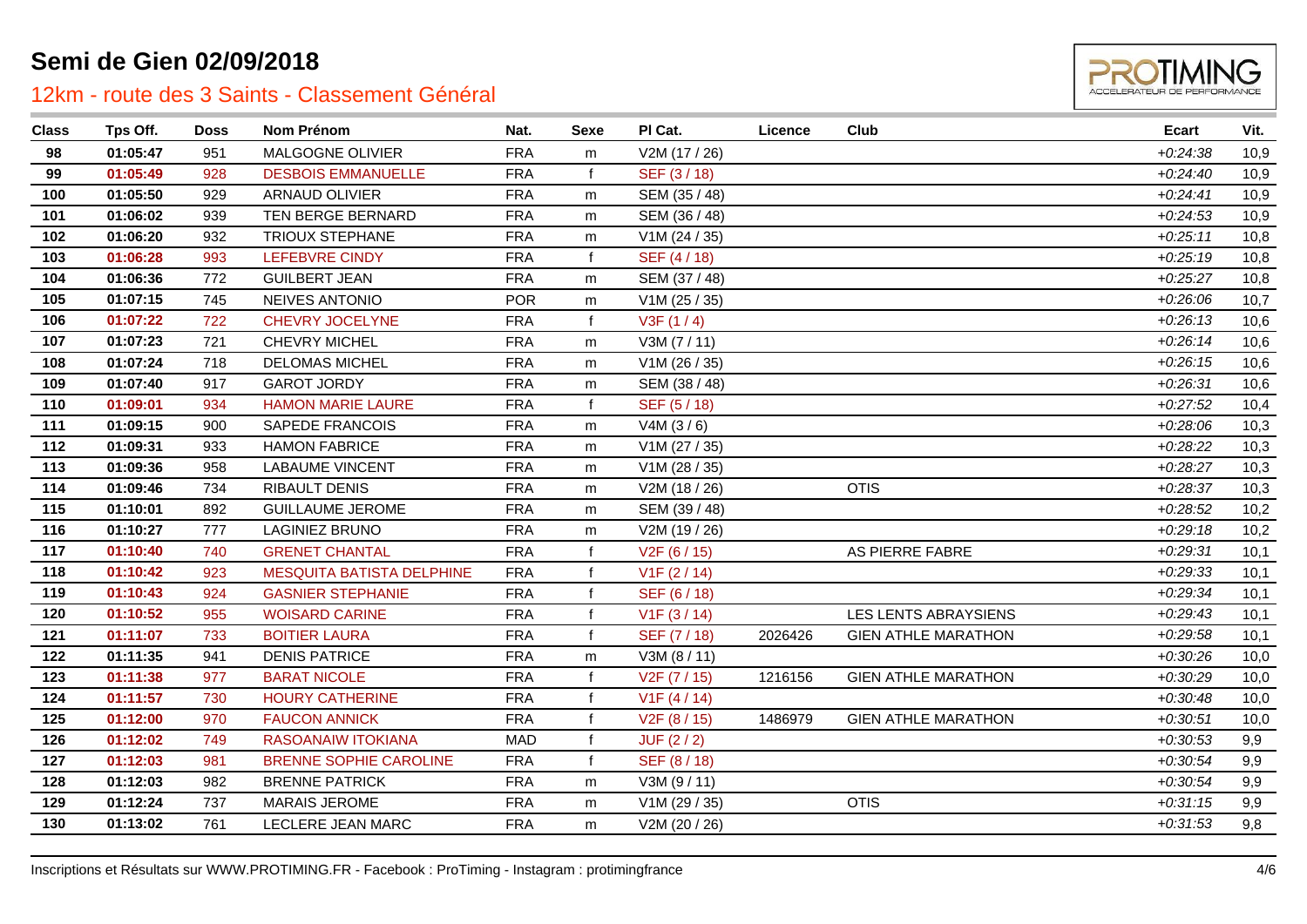# Semi de Gien 02/09/2018

## 12km - route des 3 Saints - Classement Général

| Class | Tps Off. | Doss | Nom Prénom | Nat. | Sexe | Pl Cat. | Licence | Club | Ecart | Vit. |
|---|---|---|---|---|---|---|---|---|---|---|
| 98 | 01:05:47 | 951 | MALGOGNE OLIVIER | FRA | m | V2M (17 / 26) | | | +0:24:38 | 10,9 |
| 99 | 01:05:49 | 928 | DESBOIS EMMANUELLE | FRA | f | SEF (3 / 18) | | | +0:24:40 | 10,9 |
| 100 | 01:05:50 | 929 | ARNAUD OLIVIER | FRA | m | SEM (35 / 48) | | | +0:24:41 | 10,9 |
| 101 | 01:06:02 | 939 | TEN BERGE BERNARD | FRA | m | SEM (36 / 48) | | | +0:24:53 | 10,9 |
| 102 | 01:06:20 | 932 | TRIOUX STEPHANE | FRA | m | V1M (24 / 35) | | | +0:25:11 | 10,8 |
| 103 | 01:06:28 | 993 | LEFEBVRE CINDY | FRA | f | SEF (4 / 18) | | | +0:25:19 | 10,8 |
| 104 | 01:06:36 | 772 | GUILBERT JEAN | FRA | m | SEM (37 / 48) | | | +0:25:27 | 10,8 |
| 105 | 01:07:15 | 745 | NEIVES ANTONIO | POR | m | V1M (25 / 35) | | | +0:26:06 | 10,7 |
| 106 | 01:07:22 | 722 | CHEVRY JOCELYNE | FRA | f | V3F (1 / 4) | | | +0:26:13 | 10,6 |
| 107 | 01:07:23 | 721 | CHEVRY MICHEL | FRA | m | V3M (7 / 11) | | | +0:26:14 | 10,6 |
| 108 | 01:07:24 | 718 | DELOMAS MICHEL | FRA | m | V1M (26 / 35) | | | +0:26:15 | 10,6 |
| 109 | 01:07:40 | 917 | GAROT JORDY | FRA | m | SEM (38 / 48) | | | +0:26:31 | 10,6 |
| 110 | 01:09:01 | 934 | HAMON MARIE LAURE | FRA | f | SEF (5 / 18) | | | +0:27:52 | 10,4 |
| 111 | 01:09:15 | 900 | SAPEDE FRANCOIS | FRA | m | V4M (3 / 6) | | | +0:28:06 | 10,3 |
| 112 | 01:09:31 | 933 | HAMON FABRICE | FRA | m | V1M (27 / 35) | | | +0:28:22 | 10,3 |
| 113 | 01:09:36 | 958 | LABAUME VINCENT | FRA | m | V1M (28 / 35) | | | +0:28:27 | 10,3 |
| 114 | 01:09:46 | 734 | RIBAULT DENIS | FRA | m | V2M (18 / 26) | | OTIS | +0:28:37 | 10,3 |
| 115 | 01:10:01 | 892 | GUILLAUME JEROME | FRA | m | SEM (39 / 48) | | | +0:28:52 | 10,2 |
| 116 | 01:10:27 | 777 | LAGINIEZ BRUNO | FRA | m | V2M (19 / 26) | | | +0:29:18 | 10,2 |
| 117 | 01:10:40 | 740 | GRENET CHANTAL | FRA | f | V2F (6 / 15) | | AS PIERRE FABRE | +0:29:31 | 10,1 |
| 118 | 01:10:42 | 923 | MESQUITA BATISTA DELPHINE | FRA | f | V1F (2 / 14) | | | +0:29:33 | 10,1 |
| 119 | 01:10:43 | 924 | GASNIER STEPHANIE | FRA | f | SEF (6 / 18) | | | +0:29:34 | 10,1 |
| 120 | 01:10:52 | 955 | WOISARD CARINE | FRA | f | V1F (3 / 14) | | LES LENTS ABRAYSIENS | +0:29:43 | 10,1 |
| 121 | 01:11:07 | 733 | BOITIER LAURA | FRA | f | SEF (7 / 18) | 2026426 | GIEN ATHLE MARATHON | +0:29:58 | 10,1 |
| 122 | 01:11:35 | 941 | DENIS PATRICE | FRA | m | V3M (8 / 11) | | | +0:30:26 | 10,0 |
| 123 | 01:11:38 | 977 | BARAT NICOLE | FRA | f | V2F (7 / 15) | 1216156 | GIEN ATHLE MARATHON | +0:30:29 | 10,0 |
| 124 | 01:11:57 | 730 | HOURY CATHERINE | FRA | f | V1F (4 / 14) | | | +0:30:48 | 10,0 |
| 125 | 01:12:00 | 970 | FAUCON ANNICK | FRA | f | V2F (8 / 15) | 1486979 | GIEN ATHLE MARATHON | +0:30:51 | 10,0 |
| 126 | 01:12:02 | 749 | RASOANAIW ITOKIANA | MAD | f | JUF (2 / 2) | | | +0:30:53 | 9,9 |
| 127 | 01:12:03 | 981 | BRENNE SOPHIE CAROLINE | FRA | f | SEF (8 / 18) | | | +0:30:54 | 9,9 |
| 128 | 01:12:03 | 982 | BRENNE PATRICK | FRA | m | V3M (9 / 11) | | | +0:30:54 | 9,9 |
| 129 | 01:12:24 | 737 | MARAIS JEROME | FRA | m | V1M (29 / 35) | | OTIS | +0:31:15 | 9,9 |
| 130 | 01:13:02 | 761 | LECLERE JEAN MARC | FRA | m | V2M (20 / 26) | | | +0:31:53 | 9,8 |

Inscriptions et Résultats sur WWW.PROTIMING.FR - Facebook : ProTiming - Instagram : protimingfrance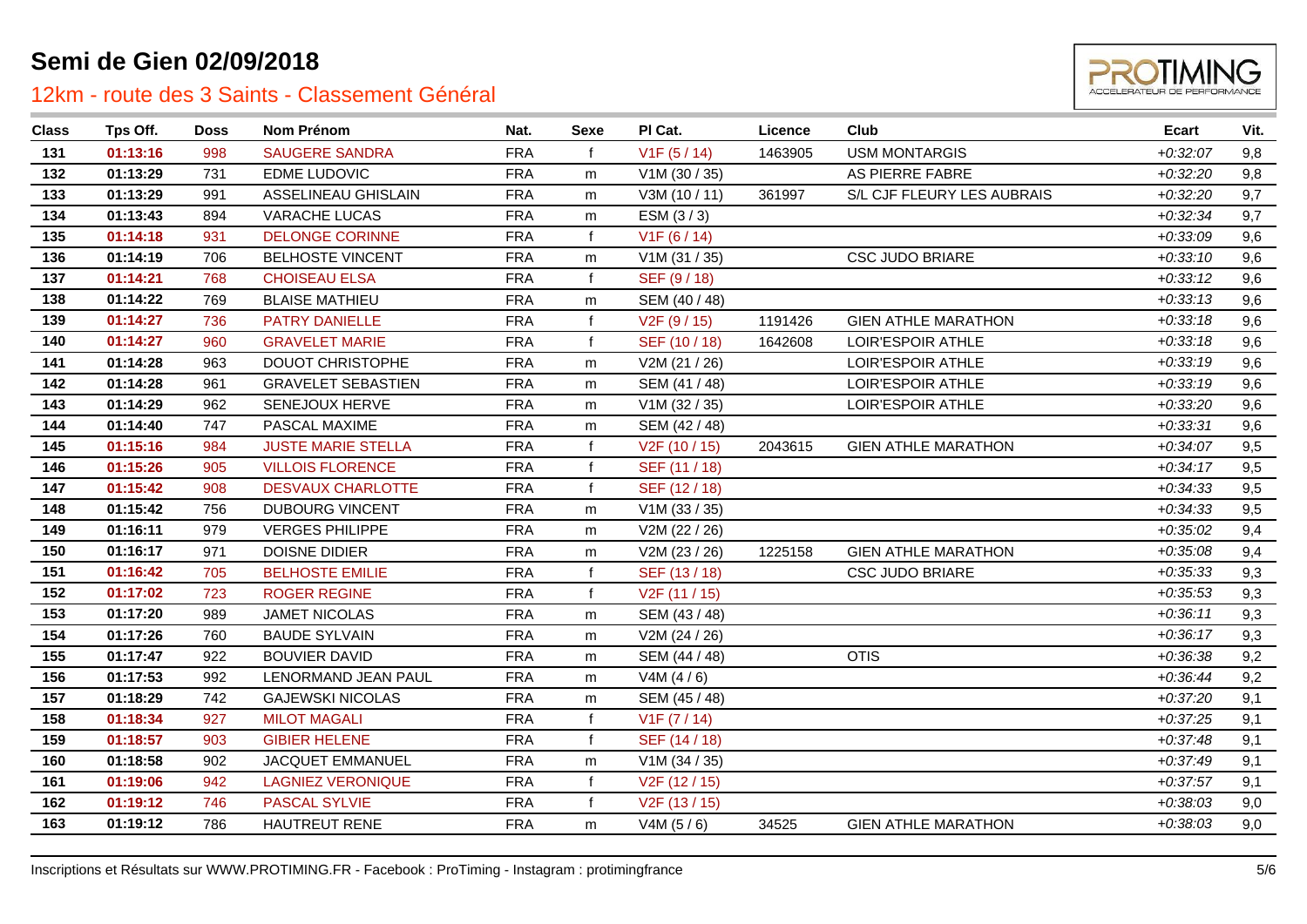# Semi de Gien 02/09/2018

## 12km - route des 3 Saints - Classement Général

| Class | Tps Off. | Doss | Nom Prénom | Nat. | Sexe | Pl Cat. | Licence | Club | Ecart | Vit. |
|---|---|---|---|---|---|---|---|---|---|---|
| 131 | 01:13:16 | 998 | SAUGERE SANDRA | FRA | f | V1F (5 / 14) | 1463905 | USM MONTARGIS | +0:32:07 | 9,8 |
| 132 | 01:13:29 | 731 | EDME LUDOVIC | FRA | m | V1M (30 / 35) | | AS PIERRE FABRE | +0:32:20 | 9,8 |
| 133 | 01:13:29 | 991 | ASSELINEAU GHISLAIN | FRA | m | V3M (10 / 11) | 361997 | S/L CJF FLEURY LES AUBRAIS | +0:32:20 | 9,7 |
| 134 | 01:13:43 | 894 | VARACHE LUCAS | FRA | m | ESM (3 / 3) | | | +0:32:34 | 9,7 |
| 135 | 01:14:18 | 931 | DELONGE CORINNE | FRA | f | V1F (6 / 14) | | | +0:33:09 | 9,6 |
| 136 | 01:14:19 | 706 | BELHOSTE VINCENT | FRA | m | V1M (31 / 35) | | CSC JUDO BRIARE | +0:33:10 | 9,6 |
| 137 | 01:14:21 | 768 | CHOISEAU ELSA | FRA | f | SEF (9 / 18) | | | +0:33:12 | 9,6 |
| 138 | 01:14:22 | 769 | BLAISE MATHIEU | FRA | m | SEM (40 / 48) | | | +0:33:13 | 9,6 |
| 139 | 01:14:27 | 736 | PATRY DANIELLE | FRA | f | V2F (9 / 15) | 1191426 | GIEN ATHLE MARATHON | +0:33:18 | 9,6 |
| 140 | 01:14:27 | 960 | GRAVELET MARIE | FRA | f | SEF (10 / 18) | 1642608 | LOIR'ESPOIR ATHLE | +0:33:18 | 9,6 |
| 141 | 01:14:28 | 963 | DOUOT CHRISTOPHE | FRA | m | V2M (21 / 26) | | LOIR'ESPOIR ATHLE | +0:33:19 | 9,6 |
| 142 | 01:14:28 | 961 | GRAVELET SEBASTIEN | FRA | m | SEM (41 / 48) | | LOIR'ESPOIR ATHLE | +0:33:19 | 9,6 |
| 143 | 01:14:29 | 962 | SENEJOUX HERVE | FRA | m | V1M (32 / 35) | | LOIR'ESPOIR ATHLE | +0:33:20 | 9,6 |
| 144 | 01:14:40 | 747 | PASCAL MAXIME | FRA | m | SEM (42 / 48) | | | +0:33:31 | 9,6 |
| 145 | 01:15:16 | 984 | JUSTE MARIE STELLA | FRA | f | V2F (10 / 15) | 2043615 | GIEN ATHLE MARATHON | +0:34:07 | 9,5 |
| 146 | 01:15:26 | 905 | VILLOIS FLORENCE | FRA | f | SEF (11 / 18) | | | +0:34:17 | 9,5 |
| 147 | 01:15:42 | 908 | DESVAUX CHARLOTTE | FRA | f | SEF (12 / 18) | | | +0:34:33 | 9,5 |
| 148 | 01:15:42 | 756 | DUBOURG VINCENT | FRA | m | V1M (33 / 35) | | | +0:34:33 | 9,5 |
| 149 | 01:16:11 | 979 | VERGES PHILIPPE | FRA | m | V2M (22 / 26) | | | +0:35:02 | 9,4 |
| 150 | 01:16:17 | 971 | DOISNE DIDIER | FRA | m | V2M (23 / 26) | 1225158 | GIEN ATHLE MARATHON | +0:35:08 | 9,4 |
| 151 | 01:16:42 | 705 | BELHOSTE EMILIE | FRA | f | SEF (13 / 18) | | CSC JUDO BRIARE | +0:35:33 | 9,3 |
| 152 | 01:17:02 | 723 | ROGER REGINE | FRA | f | V2F (11 / 15) | | | +0:35:53 | 9,3 |
| 153 | 01:17:20 | 989 | JAMET NICOLAS | FRA | m | SEM (43 / 48) | | | +0:36:11 | 9,3 |
| 154 | 01:17:26 | 760 | BAUDE SYLVAIN | FRA | m | V2M (24 / 26) | | | +0:36:17 | 9,3 |
| 155 | 01:17:47 | 922 | BOUVIER DAVID | FRA | m | SEM (44 / 48) | | OTIS | +0:36:38 | 9,2 |
| 156 | 01:17:53 | 992 | LENORMAND JEAN PAUL | FRA | m | V4M (4 / 6) | | | +0:36:44 | 9,2 |
| 157 | 01:18:29 | 742 | GAJEWSKI NICOLAS | FRA | m | SEM (45 / 48) | | | +0:37:20 | 9,1 |
| 158 | 01:18:34 | 927 | MILOT MAGALI | FRA | f | V1F (7 / 14) | | | +0:37:25 | 9,1 |
| 159 | 01:18:57 | 903 | GIBIER HELENE | FRA | f | SEF (14 / 18) | | | +0:37:48 | 9,1 |
| 160 | 01:18:58 | 902 | JACQUET EMMANUEL | FRA | m | V1M (34 / 35) | | | +0:37:49 | 9,1 |
| 161 | 01:19:06 | 942 | LAGNIEZ VERONIQUE | FRA | f | V2F (12 / 15) | | | +0:37:57 | 9,1 |
| 162 | 01:19:12 | 746 | PASCAL SYLVIE | FRA | f | V2F (13 / 15) | | | +0:38:03 | 9,0 |
| 163 | 01:19:12 | 786 | HAUTREUT RENE | FRA | m | V4M (5 / 6) | 34525 | GIEN ATHLE MARATHON | +0:38:03 | 9,0 |

Inscriptions et Résultats sur WWW.PROTIMING.FR - Facebook : ProTiming - Instagram : protimingfrance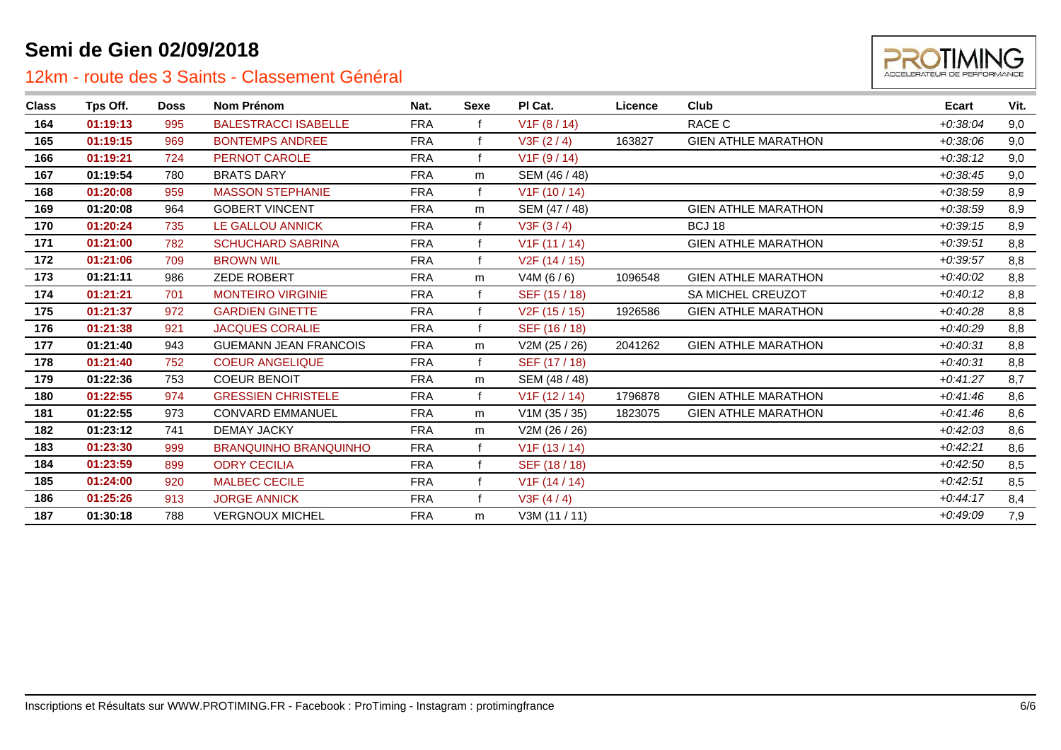# Semi de Gien 02/09/2018

## 12km - route des 3 Saints - Classement Général

| Class | Tps Off. | Doss | Nom Prénom | Nat. | Sexe | Pl Cat. | Licence | Club | Ecart | Vit. |
|---|---|---|---|---|---|---|---|---|---|---|
| 164 | 01:19:13 | 995 | BALESTRACCI ISABELLE | FRA | f | V1F (8 / 14) | | RACE C | +0:38:04 | 9,0 |
| 165 | 01:19:15 | 969 | BONTEMPS ANDREE | FRA | f | V3F (2 / 4) | 163827 | GIEN ATHLE MARATHON | +0:38:06 | 9,0 |
| 166 | 01:19:21 | 724 | PERNOT CAROLE | FRA | f | V1F (9 / 14) | | | +0:38:12 | 9,0 |
| 167 | 01:19:54 | 780 | BRATS DARY | FRA | m | SEM (46 / 48) | | | +0:38:45 | 9,0 |
| 168 | 01:20:08 | 959 | MASSON STEPHANIE | FRA | f | V1F (10 / 14) | | | +0:38:59 | 8,9 |
| 169 | 01:20:08 | 964 | GOBERT VINCENT | FRA | m | SEM (47 / 48) | | GIEN ATHLE MARATHON | +0:38:59 | 8,9 |
| 170 | 01:20:24 | 735 | LE GALLOU ANNICK | FRA | f | V3F (3 / 4) | | BCJ 18 | +0:39:15 | 8,9 |
| 171 | 01:21:00 | 782 | SCHUCHARD SABRINA | FRA | f | V1F (11 / 14) | | GIEN ATHLE MARATHON | +0:39:51 | 8,8 |
| 172 | 01:21:06 | 709 | BROWN WIL | FRA | f | V2F (14 / 15) | | | +0:39:57 | 8,8 |
| 173 | 01:21:11 | 986 | ZEDE ROBERT | FRA | m | V4M (6 / 6) | 1096548 | GIEN ATHLE MARATHON | +0:40:02 | 8,8 |
| 174 | 01:21:21 | 701 | MONTEIRO VIRGINIE | FRA | f | SEF (15 / 18) | | SA MICHEL CREUZOT | +0:40:12 | 8,8 |
| 175 | 01:21:37 | 972 | GARDIEN GINETTE | FRA | f | V2F (15 / 15) | 1926586 | GIEN ATHLE MARATHON | +0:40:28 | 8,8 |
| 176 | 01:21:38 | 921 | JACQUES CORALIE | FRA | f | SEF (16 / 18) | | | +0:40:29 | 8,8 |
| 177 | 01:21:40 | 943 | GUEMANN JEAN FRANCOIS | FRA | m | V2M (25 / 26) | 2041262 | GIEN ATHLE MARATHON | +0:40:31 | 8,8 |
| 178 | 01:21:40 | 752 | COEUR ANGELIQUE | FRA | f | SEF (17 / 18) | | | +0:40:31 | 8,8 |
| 179 | 01:22:36 | 753 | COEUR BENOIT | FRA | m | SEM (48 / 48) | | | +0:41:27 | 8,7 |
| 180 | 01:22:55 | 974 | GRESSIEN CHRISTELE | FRA | f | V1F (12 / 14) | 1796878 | GIEN ATHLE MARATHON | +0:41:46 | 8,6 |
| 181 | 01:22:55 | 973 | CONVARD EMMANUEL | FRA | m | V1M (35 / 35) | 1823075 | GIEN ATHLE MARATHON | +0:41:46 | 8,6 |
| 182 | 01:23:12 | 741 | DEMAY JACKY | FRA | m | V2M (26 / 26) | | | +0:42:03 | 8,6 |
| 183 | 01:23:30 | 999 | BRANQUINHO BRANQUINHO | FRA | f | V1F (13 / 14) | | | +0:42:21 | 8,6 |
| 184 | 01:23:59 | 899 | ODRY CECILIA | FRA | f | SEF (18 / 18) | | | +0:42:50 | 8,5 |
| 185 | 01:24:00 | 920 | MALBEC CECILE | FRA | f | V1F (14 / 14) | | | +0:42:51 | 8,5 |
| 186 | 01:25:26 | 913 | JORGE ANNICK | FRA | f | V3F (4 / 4) | | | +0:44:17 | 8,4 |
| 187 | 01:30:18 | 788 | VERGNOUX MICHEL | FRA | m | V3M (11 / 11) | | | +0:49:09 | 7,9 |

Inscriptions et Résultats sur WWW.PROTIMING.FR - Facebook : ProTiming - Instagram : protimingfrance